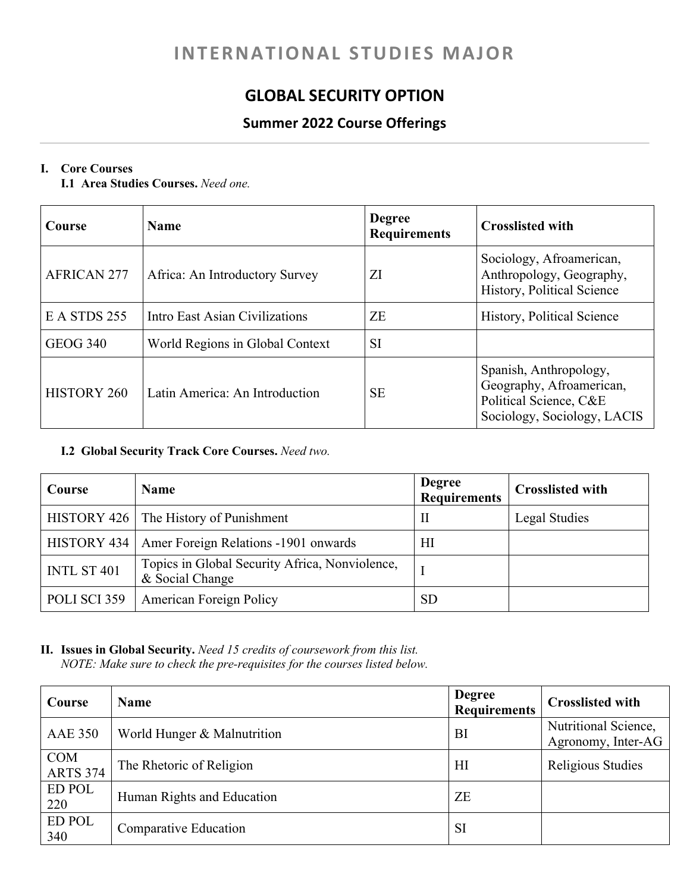# INTERNATIONAL STUDIES MAJOR

## GLOBAL SECURITY OPTION

### Summer 2022 Course Offerings

**I. Core Courses**

**I.1 Area Studies Courses.** *Need one.*

| Course | Name | Degree Requirements | Crosslisted with |
|---|---|---|---|
| AFRICAN 277 | Africa: An Introductory Survey | ZI | Sociology, Afroamerican, Anthropology, Geography, History, Political Science |
| E A STDS 255 | Intro East Asian Civilizations | ZE | History, Political Science |
| GEOG 340 | World Regions in Global Context | SI | |
| HISTORY 260 | Latin America: An Introduction | SE | Spanish, Anthropology, Geography, Afroamerican, Political Science, C&E Sociology, Sociology, LACIS |

**I.2 Global Security Track Core Courses.** *Need two.*

| Course | Name | Degree Requirements | Crosslisted with |
|---|---|---|---|
| HISTORY 426 | The History of Punishment | II | Legal Studies |
| HISTORY 434 | Amer Foreign Relations -1901 onwards | HI | |
| INTL ST 401 | Topics in Global Security Africa, Nonviolence, & Social Change | I | |
| POLI SCI 359 | American Foreign Policy | SD | |

**II. Issues in Global Security.** *Need 15 credits of coursework from this list.*
*NOTE: Make sure to check the pre-requisites for the courses listed below.*

| Course | Name | Degree Requirements | Crosslisted with |
|---|---|---|---|
| AAE 350 | World Hunger & Malnutrition | BI | Nutritional Science, Agronomy, Inter-AG |
| COM ARTS 374 | The Rhetoric of Religion | HI | Religious Studies |
| ED POL 220 | Human Rights and Education | ZE | |
| ED POL 340 | Comparative Education | SI | |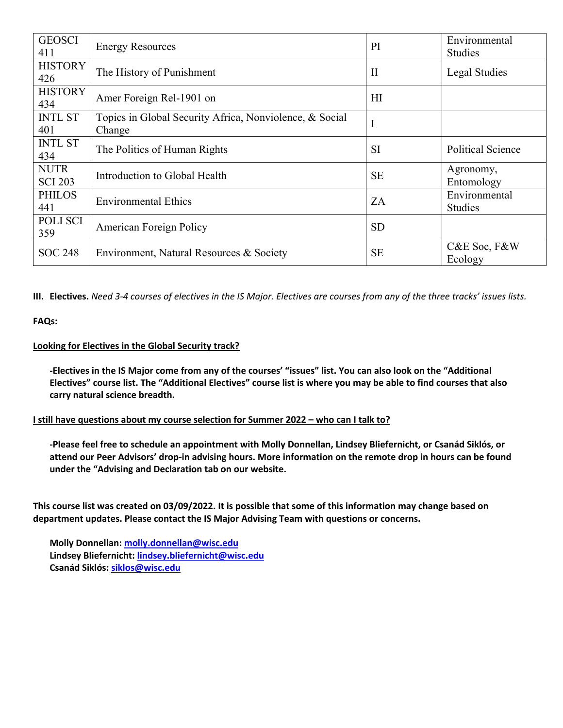| | | | |
|---|---|---|---|
| GEOSCI 411 | Energy Resources | PI | Environmental Studies |
| HISTORY 426 | The History of Punishment | II | Legal Studies |
| HISTORY 434 | Amer Foreign Rel-1901 on | HI | |
| INTL ST 401 | Topics in Global Security Africa, Nonviolence, & Social Change | I | |
| INTL ST 434 | The Politics of Human Rights | SI | Political Science |
| NUTR SCI 203 | Introduction to Global Health | SE | Agronomy, Entomology |
| PHILOS 441 | Environmental Ethics | ZA | Environmental Studies |
| POLI SCI 359 | American Foreign Policy | SD | |
| SOC 248 | Environment, Natural Resources & Society | SE | C&E Soc, F&W Ecology |

**III. Electives.** *Need 3-4 courses of electives in the IS Major. Electives are courses from any of the three tracks' issues lists.*

**FAQs:**

**Looking for Electives in the Global Security track?**

**-Electives in the IS Major come from any of the courses' "issues" list. You can also look on the "Additional Electives" course list. The "Additional Electives" course list is where you may be able to find courses that also carry natural science breadth.**

**I still have questions about my course selection for Summer 2022 – who can I talk to?**

**-Please feel free to schedule an appointment with Molly Donnellan, Lindsey Bliefernicht, or Csanád Siklós, or attend our Peer Advisors' drop-in advising hours. More information on the remote drop in hours can be found under the "Advising and Declaration tab on our website.**

**This course list was created on 03/09/2022. It is possible that some of this information may change based on department updates. Please contact the IS Major Advising Team with questions or concerns.**

**Molly Donnellan: molly.donnellan@wisc.edu**
**Lindsey Bliefernicht: lindsey.bliefernicht@wisc.edu**
**Csanád Siklós: siklos@wisc.edu**